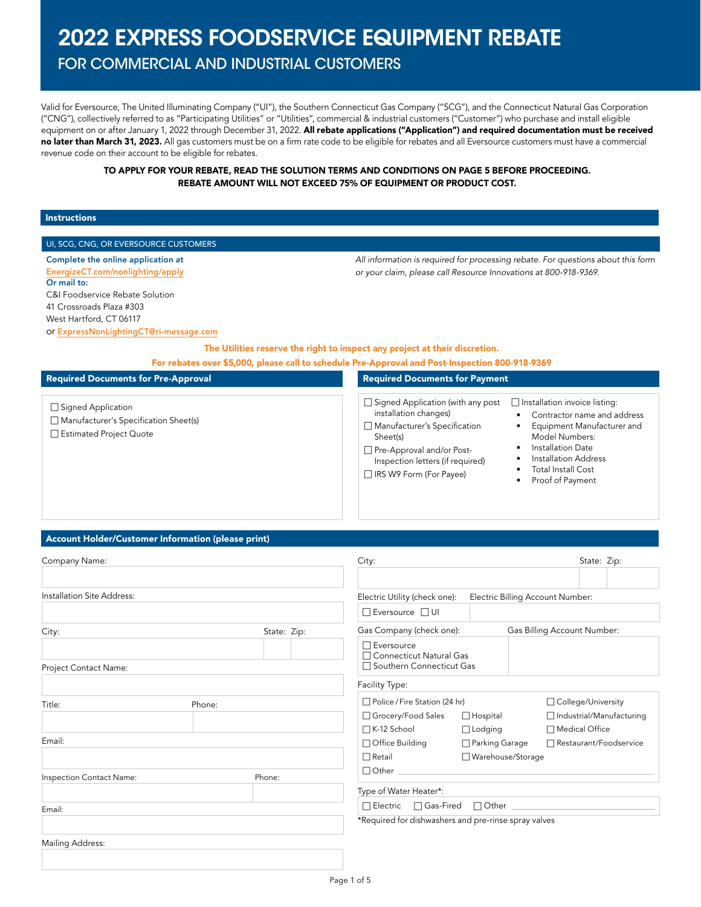# 2022 EXPRESS FOODSERVICE EQUIPMENT REBATE

## FOR COMMERCIAL AND INDUSTRIAL CUSTOMERS

Valid for Eversource, The United Illuminating Company ("UI"), the Southern Connecticut Gas Company ("SCG"), and the Connecticut Natural Gas Corporation ("CNG"), collectively referred to as "Participating Utilities" or "Utilities", commercial & industrial customers ("Customer") who purchase and install eligible equipment on or after January 1, 2022 through December 31, 2022. **All rebate applications ("Application") and required documentation must be received no later than March 31, 2023.** All gas customers must be on a firm rate code to be eligible for rebates and all Eversource customers must have a commercial revenue code on their account to be eligible for rebates.

**TO APPLY FOR YOUR REBATE, READ THE SOLUTION TERMS AND CONDITIONS ON PAGE 5 BEFORE PROCEEDING.**
**REBATE AMOUNT WILL NOT EXCEED 75% OF EQUIPMENT OR PRODUCT COST.**

### Instructions

UI, SCG, CNG, OR EVERSOURCE CUSTOMERS

**Complete the online application at**
EnergizeCT.com/nonlighting/apply
**Or mail to:**
C&I Foodservice Rebate Solution
41 Crossroads Plaza #303
West Hartford, CT 06117
or ExpressNonLightingCT@ri-message.com

*All information is required for processing rebate. For questions about this form or your claim, please call Resource Innovations at 800-918-9369.*

**The Utilities reserve the right to inspect any project at their discretion.**

**For rebates over $5,000, please call to schedule Pre-Approval and Post-Inspection 800-918-9369**

### Required Documents for Pre-Approval

- ☐ Signed Application
- ☐ Manufacturer's Specification Sheet(s)
- ☐ Estimated Project Quote

### Required Documents for Payment

- ☐ Signed Application (with any post installation changes)
- ☐ Manufacturer's Specification Sheet(s)
- ☐ Pre-Approval and/or Post-Inspection letters (if required)
- ☐ IRS W9 Form (For Payee)
- ☐ Installation invoice listing:
  - Contractor name and address
  - Equipment Manufacturer and Model Numbers:
  - Installation Date
  - Installation Address
  - Total Install Cost
  - Proof of Payment

### Account Holder/Customer Information (please print)

Company Name:

Installation Site Address:

City: State: Zip:

Project Contact Name:

Title: Phone:

Email:

Inspection Contact Name: Phone:

Email:

Mailing Address:

City: State: Zip:

Electric Utility (check one): ☐ Eversource ☐ UI

Electric Billing Account Number:

Gas Company (check one):
- ☐ Eversource
- ☐ Connecticut Natural Gas
- ☐ Southern Connecticut Gas

Gas Billing Account Number:

Facility Type:

- ☐ Police / Fire Station (24 hr)
- ☐ College/University
- ☐ Grocery/Food Sales
- ☐ Hospital
- ☐ Industrial/Manufacturing
- ☐ K-12 School
- ☐ Lodging
- ☐ Medical Office
- ☐ Office Building
- ☐ Parking Garage
- ☐ Restaurant/Foodservice
- ☐ Retail
- ☐ Warehouse/Storage
- ☐ Other ____________

Type of Water Heater*:

☐ Electric ☐ Gas-Fired ☐ Other ____________

*Required for dishwashers and pre-rinse spray valves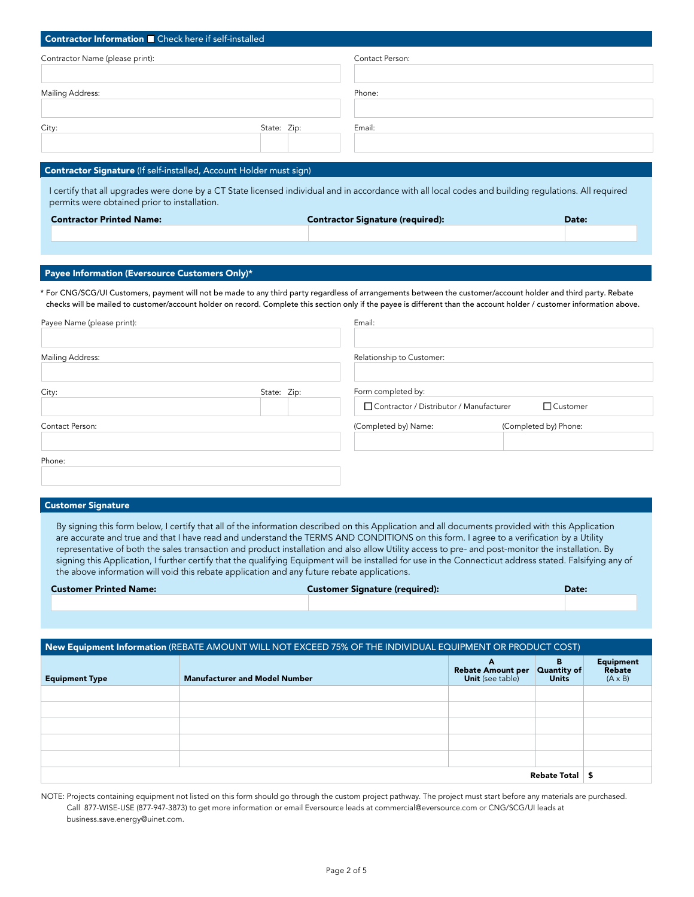## Contractor Information ☐ Check here if self-installed

| Contractor Name (please print): | Contact Person: |
|---|---|
| | |
| **Mailing Address:** | **Phone:** |
| | |
| **City: State: Zip:** | **Email:** |
| | |

## Contractor Signature (If self-installed, Account Holder must sign)

I certify that all upgrades were done by a CT State licensed individual and in accordance with all local codes and building regulations. All required permits were obtained prior to installation.

| Contractor Printed Name: | Contractor Signature (required): | Date: |
|---|---|---|
| | | |

## Payee Information (Eversource Customers Only)*

* For CNG/SCG/UI Customers, payment will not be made to any third party regardless of arrangements between the customer/account holder and third party. Rebate checks will be mailed to customer/account holder on record. Complete this section only if the payee is different than the account holder / customer information above.

| Payee Name (please print): | Email: |
|---|---|
| | |
| **Mailing Address:** | **Relationship to Customer:** |
| | |
| **City: State: Zip:** | **Form completed by:** ☐ Contractor / Distributor / Manufacturer ☐ Customer |
| **Contact Person:** | **(Completed by) Name: (Completed by) Phone:** |
| | |
| **Phone:** | |
| | |

## Customer Signature

By signing this form below, I certify that all of the information described on this Application and all documents provided with this Application are accurate and true and that I have read and understand the TERMS AND CONDITIONS on this form. I agree to a verification by a Utility representative of both the sales transaction and product installation and also allow Utility access to pre- and post-monitor the installation. By signing this Application, I further certify that the qualifying Equipment will be installed for use in the Connecticut address stated. Falsifying any of the above information will void this rebate application and any future rebate applications.

| Customer Printed Name: | Customer Signature (required): | Date: |
|---|---|---|
| | | |

## New Equipment Information (REBATE AMOUNT WILL NOT EXCEED 75% OF THE INDIVIDUAL EQUIPMENT OR PRODUCT COST)

| Equipment Type | Manufacturer and Model Number | A Rebate Amount per Unit (see table) | B Quantity of Units | Equipment Rebate (A x B) |
|---|---|---|---|---|
| | | | | |
| | | | | |
| | | | | |
| | | | | |
| | | | | |
| | | | **Rebate Total** | $ |

NOTE: Projects containing equipment not listed on this form should go through the custom project pathway. The project must start before any materials are purchased. Call 877-WISE-USE (877-947-3873) to get more information or email Eversource leads at commercial@eversource.com or CNG/SCG/UI leads at business.save.energy@uinet.com.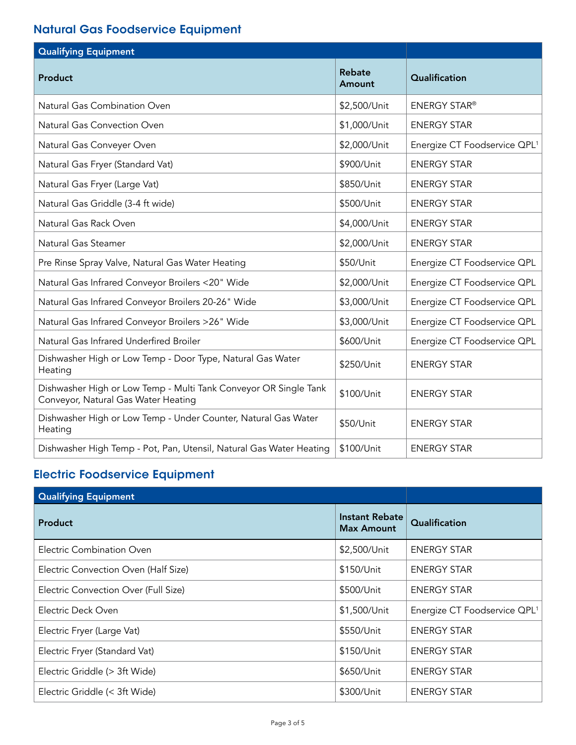## Natural Gas Foodservice Equipment

| Qualifying Equipment | | |
|---|---|---|
| **Product** | **Rebate Amount** | **Qualification** |
| Natural Gas Combination Oven | $2,500/Unit | ENERGY STAR® |
| Natural Gas Convection Oven | $1,000/Unit | ENERGY STAR |
| Natural Gas Conveyer Oven | $2,000/Unit | Energize CT Foodservice QPL[1] |
| Natural Gas Fryer (Standard Vat) | $900/Unit | ENERGY STAR |
| Natural Gas Fryer (Large Vat) | $850/Unit | ENERGY STAR |
| Natural Gas Griddle (3-4 ft wide) | $500/Unit | ENERGY STAR |
| Natural Gas Rack Oven | $4,000/Unit | ENERGY STAR |
| Natural Gas Steamer | $2,000/Unit | ENERGY STAR |
| Pre Rinse Spray Valve, Natural Gas Water Heating | $50/Unit | Energize CT Foodservice QPL |
| Natural Gas Infrared Conveyor Broilers <20" Wide | $2,000/Unit | Energize CT Foodservice QPL |
| Natural Gas Infrared Conveyor Broilers 20-26" Wide | $3,000/Unit | Energize CT Foodservice QPL |
| Natural Gas Infrared Conveyor Broilers >26" Wide | $3,000/Unit | Energize CT Foodservice QPL |
| Natural Gas Infrared Underfired Broiler | $600/Unit | Energize CT Foodservice QPL |
| Dishwasher High or Low Temp - Door Type, Natural Gas Water Heating | $250/Unit | ENERGY STAR |
| Dishwasher High or Low Temp - Multi Tank Conveyor OR Single Tank Conveyor, Natural Gas Water Heating | $100/Unit | ENERGY STAR |
| Dishwasher High or Low Temp - Under Counter, Natural Gas Water Heating | $50/Unit | ENERGY STAR |
| Dishwasher High Temp - Pot, Pan, Utensil, Natural Gas Water Heating | $100/Unit | ENERGY STAR |

## Electric Foodservice Equipment

| Qualifying Equipment | | |
|---|---|---|
| **Product** | **Instant Rebate Max Amount** | **Qualification** |
| Electric Combination Oven | $2,500/Unit | ENERGY STAR |
| Electric Convection Oven (Half Size) | $150/Unit | ENERGY STAR |
| Electric Convection Over (Full Size) | $500/Unit | ENERGY STAR |
| Electric Deck Oven | $1,500/Unit | Energize CT Foodservice QPL[1] |
| Electric Fryer (Large Vat) | $550/Unit | ENERGY STAR |
| Electric Fryer (Standard Vat) | $150/Unit | ENERGY STAR |
| Electric Griddle (> 3ft Wide) | $650/Unit | ENERGY STAR |
| Electric Griddle (< 3ft Wide) | $300/Unit | ENERGY STAR |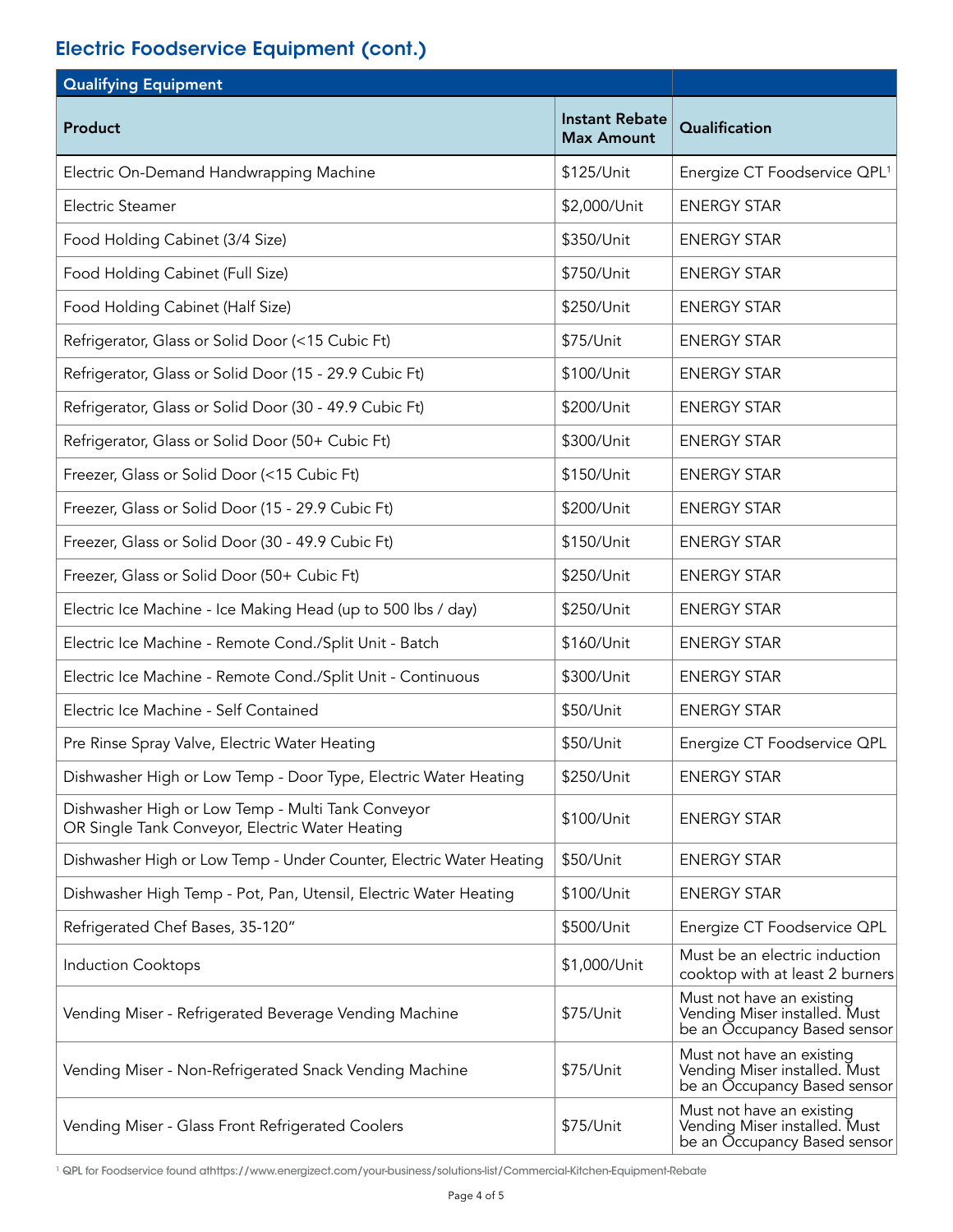## Electric Foodservice Equipment (cont.)

| Qualifying Equipment | | |
|---|---|---|
| **Product** | **Instant Rebate Max Amount** | **Qualification** |
| Electric On-Demand Handwrapping Machine | $125/Unit | Energize CT Foodservice QPL[1] |
| Electric Steamer | $2,000/Unit | ENERGY STAR |
| Food Holding Cabinet (3/4 Size) | $350/Unit | ENERGY STAR |
| Food Holding Cabinet (Full Size) | $750/Unit | ENERGY STAR |
| Food Holding Cabinet (Half Size) | $250/Unit | ENERGY STAR |
| Refrigerator, Glass or Solid Door (<15 Cubic Ft) | $75/Unit | ENERGY STAR |
| Refrigerator, Glass or Solid Door (15 - 29.9 Cubic Ft) | $100/Unit | ENERGY STAR |
| Refrigerator, Glass or Solid Door (30 - 49.9 Cubic Ft) | $200/Unit | ENERGY STAR |
| Refrigerator, Glass or Solid Door (50+ Cubic Ft) | $300/Unit | ENERGY STAR |
| Freezer, Glass or Solid Door (<15 Cubic Ft) | $150/Unit | ENERGY STAR |
| Freezer, Glass or Solid Door (15 - 29.9 Cubic Ft) | $200/Unit | ENERGY STAR |
| Freezer, Glass or Solid Door (30 - 49.9 Cubic Ft) | $150/Unit | ENERGY STAR |
| Freezer, Glass or Solid Door (50+ Cubic Ft) | $250/Unit | ENERGY STAR |
| Electric Ice Machine - Ice Making Head (up to 500 lbs / day) | $250/Unit | ENERGY STAR |
| Electric Ice Machine - Remote Cond./Split Unit - Batch | $160/Unit | ENERGY STAR |
| Electric Ice Machine - Remote Cond./Split Unit - Continuous | $300/Unit | ENERGY STAR |
| Electric Ice Machine - Self Contained | $50/Unit | ENERGY STAR |
| Pre Rinse Spray Valve, Electric Water Heating | $50/Unit | Energize CT Foodservice QPL |
| Dishwasher High or Low Temp - Door Type, Electric Water Heating | $250/Unit | ENERGY STAR |
| Dishwasher High or Low Temp - Multi Tank Conveyor OR Single Tank Conveyor, Electric Water Heating | $100/Unit | ENERGY STAR |
| Dishwasher High or Low Temp - Under Counter, Electric Water Heating | $50/Unit | ENERGY STAR |
| Dishwasher High Temp - Pot, Pan, Utensil, Electric Water Heating | $100/Unit | ENERGY STAR |
| Refrigerated Chef Bases, 35-120" | $500/Unit | Energize CT Foodservice QPL |
| Induction Cooktops | $1,000/Unit | Must be an electric induction cooktop with at least 2 burners |
| Vending Miser - Refrigerated Beverage Vending Machine | $75/Unit | Must not have an existing Vending Miser installed. Must be an Occupancy Based sensor |
| Vending Miser - Non-Refrigerated Snack Vending Machine | $75/Unit | Must not have an existing Vending Miser installed. Must be an Occupancy Based sensor |
| Vending Miser - Glass Front Refrigerated Coolers | $75/Unit | Must not have an existing Vending Miser installed. Must be an Occupancy Based sensor |

[1] QPL for Foodservice found athttps://www.energizect.com/your-business/solutions-list/Commercial-Kitchen-Equipment-Rebate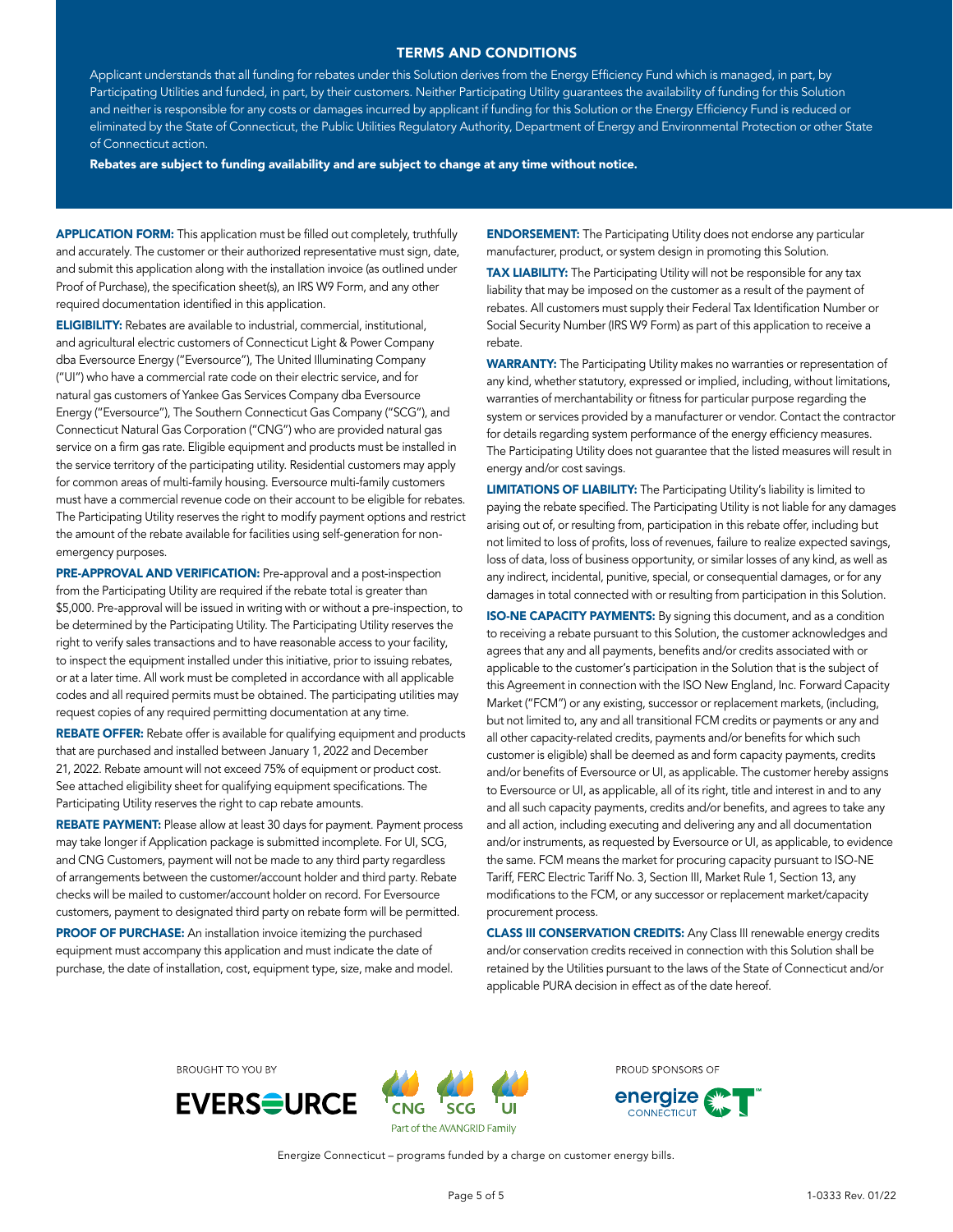## TERMS AND CONDITIONS

Applicant understands that all funding for rebates under this Solution derives from the Energy Efficiency Fund which is managed, in part, by Participating Utilities and funded, in part, by their customers. Neither Participating Utility guarantees the availability of funding for this Solution and neither is responsible for any costs or damages incurred by applicant if funding for this Solution or the Energy Efficiency Fund is reduced or eliminated by the State of Connecticut, the Public Utilities Regulatory Authority, Department of Energy and Environmental Protection or other State of Connecticut action.

**Rebates are subject to funding availability and are subject to change at any time without notice.**

**APPLICATION FORM:** This application must be filled out completely, truthfully and accurately. The customer or their authorized representative must sign, date, and submit this application along with the installation invoice (as outlined under Proof of Purchase), the specification sheet(s), an IRS W9 Form, and any other required documentation identified in this application.

**ELIGIBILITY:** Rebates are available to industrial, commercial, institutional, and agricultural electric customers of Connecticut Light & Power Company dba Eversource Energy ("Eversource"), The United Illuminating Company ("UI") who have a commercial rate code on their electric service, and for natural gas customers of Yankee Gas Services Company dba Eversource Energy ("Eversource"), The Southern Connecticut Gas Company ("SCG"), and Connecticut Natural Gas Corporation ("CNG") who are provided natural gas service on a firm gas rate. Eligible equipment and products must be installed in the service territory of the participating utility. Residential customers may apply for common areas of multi-family housing. Eversource multi-family customers must have a commercial revenue code on their account to be eligible for rebates. The Participating Utility reserves the right to modify payment options and restrict the amount of the rebate available for facilities using self-generation for non-emergency purposes.

**PRE-APPROVAL AND VERIFICATION:** Pre-approval and a post-inspection from the Participating Utility are required if the rebate total is greater than $5,000. Pre-approval will be issued in writing with or without a pre-inspection, to be determined by the Participating Utility. The Participating Utility reserves the right to verify sales transactions and to have reasonable access to your facility, to inspect the equipment installed under this initiative, prior to issuing rebates, or at a later time. All work must be completed in accordance with all applicable codes and all required permits must be obtained. The participating utilities may request copies of any required permitting documentation at any time.

**REBATE OFFER:** Rebate offer is available for qualifying equipment and products that are purchased and installed between January 1, 2022 and December 21, 2022. Rebate amount will not exceed 75% of equipment or product cost. See attached eligibility sheet for qualifying equipment specifications. The Participating Utility reserves the right to cap rebate amounts.

**REBATE PAYMENT:** Please allow at least 30 days for payment. Payment process may take longer if Application package is submitted incomplete. For UI, SCG, and CNG Customers, payment will not be made to any third party regardless of arrangements between the customer/account holder and third party. Rebate checks will be mailed to customer/account holder on record. For Eversource customers, payment to designated third party on rebate form will be permitted.

**PROOF OF PURCHASE:** An installation invoice itemizing the purchased equipment must accompany this application and must indicate the date of purchase, the date of installation, cost, equipment type, size, make and model.

**ENDORSEMENT:** The Participating Utility does not endorse any particular manufacturer, product, or system design in promoting this Solution.

**TAX LIABILITY:** The Participating Utility will not be responsible for any tax liability that may be imposed on the customer as a result of the payment of rebates. All customers must supply their Federal Tax Identification Number or Social Security Number (IRS W9 Form) as part of this application to receive a rebate.

**WARRANTY:** The Participating Utility makes no warranties or representation of any kind, whether statutory, expressed or implied, including, without limitations, warranties of merchantability or fitness for particular purpose regarding the system or services provided by a manufacturer or vendor. Contact the contractor for details regarding system performance of the energy efficiency measures. The Participating Utility does not guarantee that the listed measures will result in energy and/or cost savings.

**LIMITATIONS OF LIABILITY:** The Participating Utility's liability is limited to paying the rebate specified. The Participating Utility is not liable for any damages arising out of, or resulting from, participation in this rebate offer, including but not limited to loss of profits, loss of revenues, failure to realize expected savings, loss of data, loss of business opportunity, or similar losses of any kind, as well as any indirect, incidental, punitive, special, or consequential damages, or for any damages in total connected with or resulting from participation in this Solution.

**ISO-NE CAPACITY PAYMENTS:** By signing this document, and as a condition to receiving a rebate pursuant to this Solution, the customer acknowledges and agrees that any and all payments, benefits and/or credits associated with or applicable to the customer's participation in the Solution that is the subject of this Agreement in connection with the ISO New England, Inc. Forward Capacity Market ("FCM") or any existing, successor or replacement markets, (including, but not limited to, any and all transitional FCM credits or payments or any and all other capacity-related credits, payments and/or benefits for which such customer is eligible) shall be deemed as and form capacity payments, credits and/or benefits of Eversource or UI, as applicable. The customer hereby assigns to Eversource or UI, as applicable, all of its right, title and interest in and to any and all such capacity payments, credits and/or benefits, and agrees to take any and all action, including executing and delivering any and all documentation and/or instruments, as requested by Eversource or UI, as applicable, to evidence the same. FCM means the market for procuring capacity pursuant to ISO-NE Tariff, FERC Electric Tariff No. 3, Section III, Market Rule 1, Section 13, any modifications to the FCM, or any successor or replacement market/capacity procurement process.

**CLASS III CONSERVATION CREDITS:** Any Class III renewable energy credits and/or conservation credits received in connection with this Solution shall be retained by the Utilities pursuant to the laws of the State of Connecticut and/or applicable PURA decision in effect as of the date hereof.

BROUGHT TO YOU BY

EVERSOURCE CNG SCG UI

Part of the AVANGRID Family

PROUD SPONSORS OF

energize CONNECTICUT

Energize Connecticut – programs funded by a charge on customer energy bills.

1-0333 Rev. 01/22